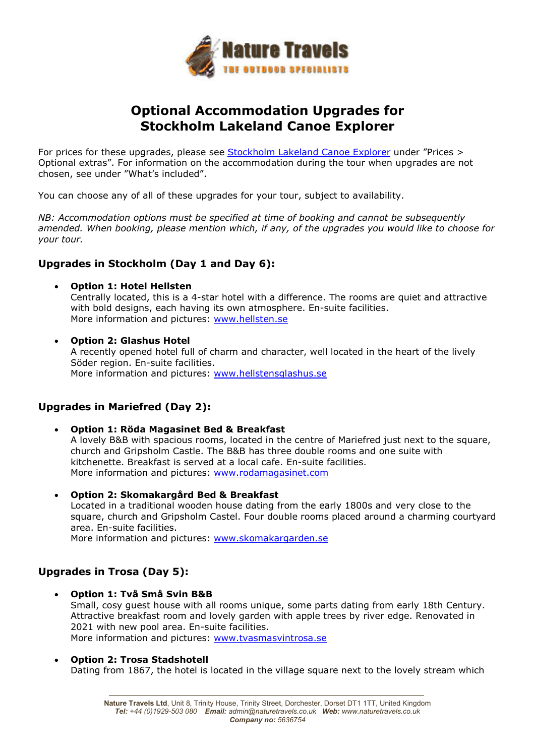# Optional Accommodation Upgrades for Stockholm Lakeland Canoe Explorer

For prices for these upgrades, please see [Stockholm Lakeland Canoe Explorer](#) under "Prices > Optional extras". For information on the accommodation during the tour when upgrades are not chosen, see under "What's included".

You can choose any of all of these upgrades for your tour, subject to availability.

*NB: Accommodation options must be specified at time of booking and cannot be subsequently amended. When booking, please mention which, if any, of the upgrades you would like to choose for your tour.*

## Upgrades in Stockholm (Day 1 and Day 6):

- **Option 1: Hotel Hellsten**
  Centrally located, this is a 4-star hotel with a difference. The rooms are quiet and attractive with bold designs, each having its own atmosphere. En-suite facilities.
  More information and pictures: [www.hellsten.se](http://www.hellsten.se)

- **Option 2: Glashus Hotel**
  A recently opened hotel full of charm and character, well located in the heart of the lively Söder region. En-suite facilities.
  More information and pictures: [www.hellstensglashus.se](http://www.hellstensglashus.se)

## Upgrades in Mariefred (Day 2):

- **Option 1: Röda Magasinet Bed & Breakfast**
  A lovely B&B with spacious rooms, located in the centre of Mariefred just next to the square, church and Gripsholm Castle. The B&B has three double rooms and one suite with kitchenette. Breakfast is served at a local cafe. En-suite facilities.
  More information and pictures: [www.rodamagasinet.com](http://www.rodamagasinet.com)

- **Option 2: Skomakargård Bed & Breakfast**
  Located in a traditional wooden house dating from the early 1800s and very close to the square, church and Gripsholm Castel. Four double rooms placed around a charming courtyard area. En-suite facilities.
  More information and pictures: [www.skomakargarden.se](http://www.skomakargarden.se)

## Upgrades in Trosa (Day 5):

- **Option 1: Två Små Svin B&B**
  Small, cosy guest house with all rooms unique, some parts dating from early 18th Century. Attractive breakfast room and lovely garden with apple trees by river edge. Renovated in 2021 with new pool area. En-suite facilities.
  More information and pictures: [www.tvasmasvintrosa.se](http://www.tvasmasvintrosa.se)

- **Option 2: Trosa Stadshotell**
  Dating from 1867, the hotel is located in the village square next to the lovely stream which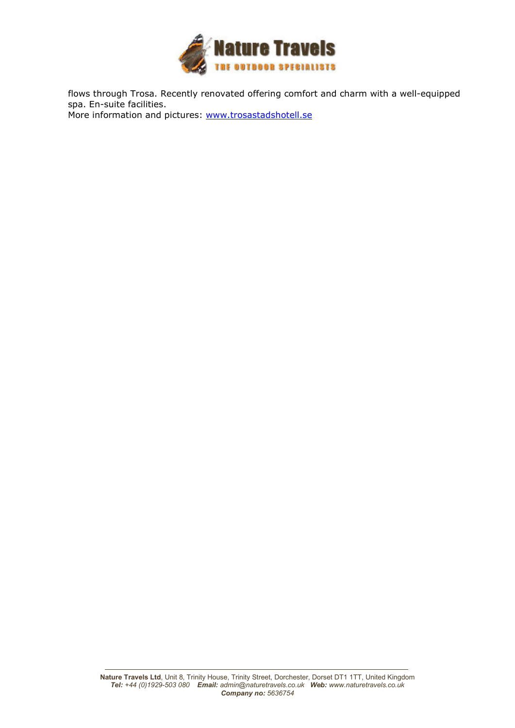flows through Trosa. Recently renovated offering comfort and charm with a well-equipped spa. En-suite facilities.
More information and pictures: [www.trosastadshotell.se](http://www.trosastadshotell.se)